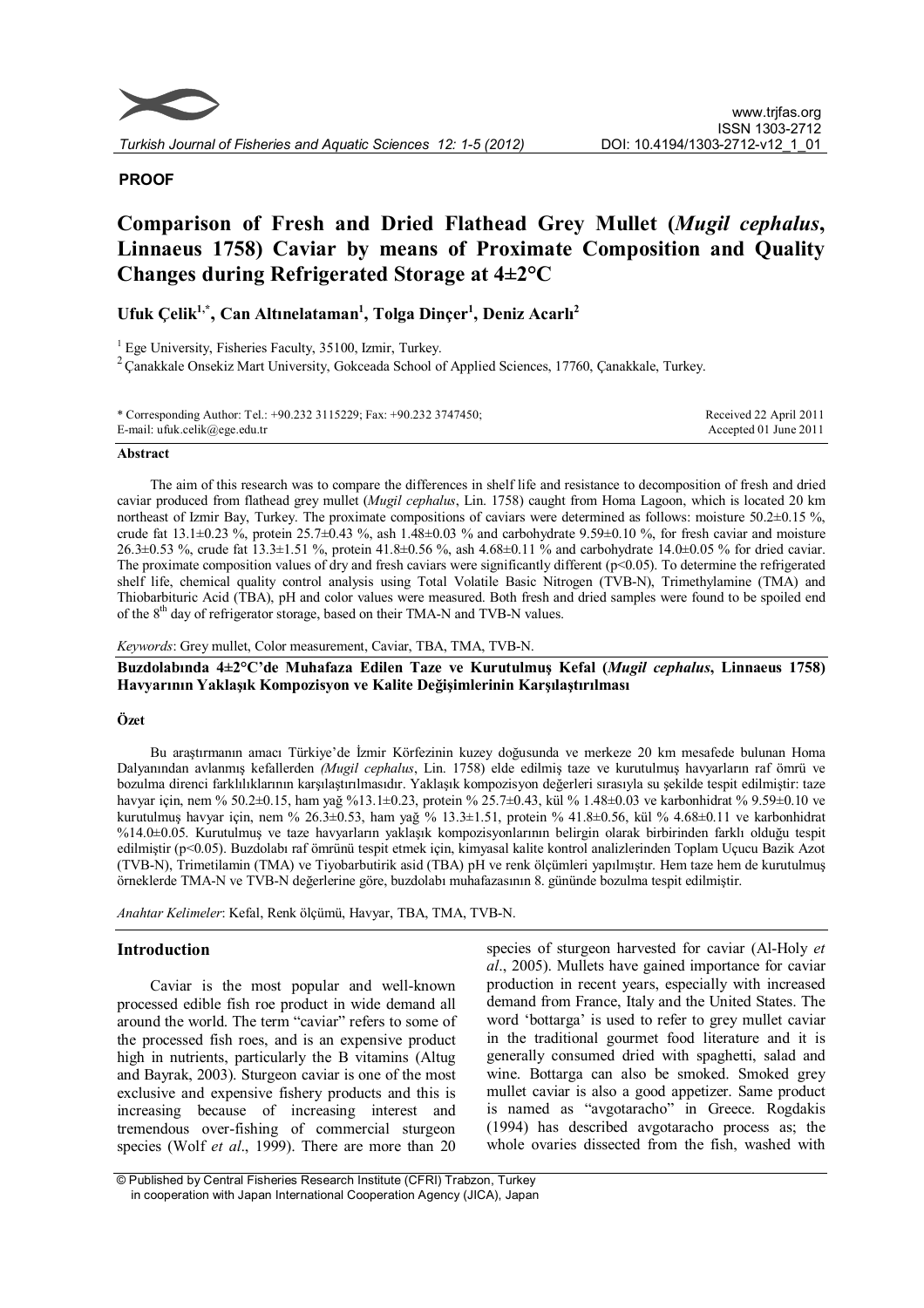**PROOF**

# Comparison of Fresh and Dried Flathead Grey Mullet (*Mugil cephalus*, Linnaeus 1758) Caviar by means of Proximate Composition and Quality Changes during Refrigerated Storage at 4±2°C

**Ufuk Çelik[1,*], Can Altınelataman[1], Tolga Dinçer[1], Deniz Acarlı[2]**

[1] Ege University, Fisheries Faculty, 35100, Izmir, Turkey.

[2] Çanakkale Onsekiz Mart University, Gokceada School of Applied Sciences, 17760, Çanakkale, Turkey.

\* Corresponding Author: Tel.: +90.232 3115229; Fax: +90.232 3747450;
E-mail: ufuk.celik@ege.edu.tr

Received 22 April 2011
Accepted 01 June 2011

## Abstract

The aim of this research was to compare the differences in shelf life and resistance to decomposition of fresh and dried caviar produced from flathead grey mullet (*Mugil cephalus*, Lin. 1758) caught from Homa Lagoon, which is located 20 km northeast of Izmir Bay, Turkey. The proximate compositions of caviars were determined as follows: moisture 50.2±0.15 %, crude fat 13.1±0.23 %, protein 25.7±0.43 %, ash 1.48±0.03 % and carbohydrate 9.59±0.10 %, for fresh caviar and moisture 26.3±0.53 %, crude fat 13.3±1.51 %, protein 41.8±0.56 %, ash 4.68±0.11 % and carbohydrate 14.0±0.05 % for dried caviar. The proximate composition values of dry and fresh caviars were significantly different ($p<0.05$). To determine the refrigerated shelf life, chemical quality control analysis using Total Volatile Basic Nitrogen (TVB-N), Trimethylamine (TMA) and Thiobarbituric Acid (TBA), pH and color values were measured. Both fresh and dried samples were found to be spoiled end of the $8^{th}$ day of refrigerator storage, based on their TMA-N and TVB-N values.

*Keywords*: Grey mullet, Color measurement, Caviar, TBA, TMA, TVB-N.

**Buzdolabında 4±2°C'de Muhafaza Edilen Taze ve Kurutulmuş Kefal (*Mugil cephalus*, Linnaeus 1758) Havyarının Yaklaşık Kompozisyon ve Kalite Değişimlerinin Karşılaştırılması**

## Özet

Bu araştırmanın amacı Türkiye'de İzmir Körfezinin kuzey doğusunda ve merkeze 20 km mesafede bulunan Homa Dalyanından avlanmış kefallerden *(Mugil cephalus*, Lin. 1758) elde edilmiş taze ve kurutulmuş havyarların raf ömrü ve bozulma direnci farklılıklarının karşılaştırılmasıdır. Yaklaşık kompozisyon değerleri sırasıyla şu şekilde tespit edilmiştir: taze havyar için, nem % 50.2±0.15, ham yağ %13.1±0.23, protein % 25.7±0.43, kül % 1.48±0.03 ve karbonhidrat % 9.59±0.10 ve kurutulmuş havyar için, nem % 26.3±0.53, ham yağ % 13.3±1.51, protein % 41.8±0.56, kül % 4.68±0.11 ve karbonhidrat %14.0±0.05. Kurutulmuş ve taze havyarların yaklaşık kompozisyonlarının belirgin olarak birbirinden farklı olduğu tespit edilmiştir ($p<0.05$). Buzdolabı raf ömrünü tespit etmek için, kimyasal kalite kontrol analizlerinden Toplam Uçucu Bazik Azot (TVB-N), Trimetilamin (TMA) ve Tiyobarbutirik asid (TBA) pH ve renk ölçümleri yapılmıştır. Hem taze hem de kurutulmuş örneklerde TMA-N ve TVB-N değerlerine göre, buzdolabı muhafazasının 8. gününde bozulma tespit edilmiştir.

*Anahtar Kelimeler*: Kefal, Renk ölçümü, Havyar, TBA, TMA, TVB-N.

## Introduction

Caviar is the most popular and well-known processed edible fish roe product in wide demand all around the world. The term "caviar" refers to some of the processed fish roes, and is an expensive product high in nutrients, particularly the B vitamins (Altug and Bayrak, 2003). Sturgeon caviar is one of the most exclusive and expensive fishery products and this is increasing because of increasing interest and tremendous over-fishing of commercial sturgeon species (Wolf *et al*., 1999). There are more than 20 species of sturgeon harvested for caviar (Al-Holy *et al*., 2005). Mullets have gained importance for caviar production in recent years, especially with increased demand from France, Italy and the United States. The word 'bottarga' is used to refer to grey mullet caviar in the traditional gourmet food literature and it is generally consumed dried with spaghetti, salad and wine. Bottarga can also be smoked. Smoked grey mullet caviar is also a good appetizer. Same product is named as "avgotaracho" in Greece. Rogdakis (1994) has described avgotaracho process as; the whole ovaries dissected from the fish, washed with

© Published by Central Fisheries Research Institute (CFRI) Trabzon, Turkey in cooperation with Japan International Cooperation Agency (JICA), Japan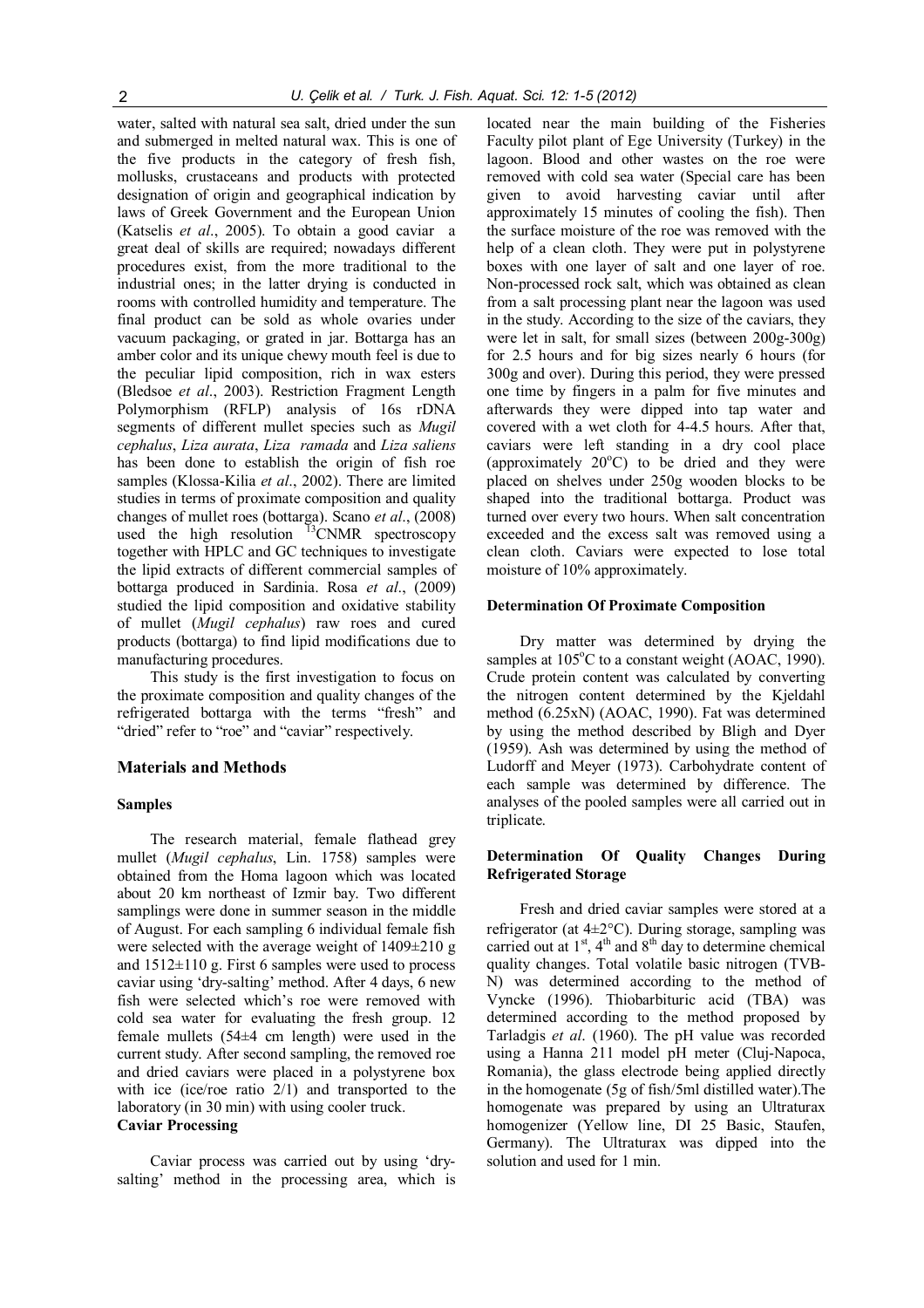water, salted with natural sea salt, dried under the sun and submerged in melted natural wax. This is one of the five products in the category of fresh fish, mollusks, crustaceans and products with protected designation of origin and geographical indication by laws of Greek Government and the European Union (Katselis *et al*., 2005). To obtain a good caviar a great deal of skills are required; nowadays different procedures exist, from the more traditional to the industrial ones; in the latter drying is conducted in rooms with controlled humidity and temperature. The final product can be sold as whole ovaries under vacuum packaging, or grated in jar. Bottarga has an amber color and its unique chewy mouth feel is due to the peculiar lipid composition, rich in wax esters (Bledsoe *et al*., 2003). Restriction Fragment Length Polymorphism (RFLP) analysis of 16s rDNA segments of different mullet species such as *Mugil cephalus*, *Liza aurata*, *Liza ramada* and *Liza saliens* has been done to establish the origin of fish roe samples (Klossa-Kilia *et al*., 2002). There are limited studies in terms of proximate composition and quality changes of mullet roes (bottarga). Scano *et al*., (2008) used the high resolution $^{13}$CNMR spectroscopy together with HPLC and GC techniques to investigate the lipid extracts of different commercial samples of bottarga produced in Sardinia. Rosa *et al*., (2009) studied the lipid composition and oxidative stability of mullet (*Mugil cephalus*) raw roes and cured products (bottarga) to find lipid modifications due to manufacturing procedures.

This study is the first investigation to focus on the proximate composition and quality changes of the refrigerated bottarga with the terms "fresh" and "dried" refer to "roe" and "caviar" respectively.

## Materials and Methods

### Samples

The research material, female flathead grey mullet (*Mugil cephalus*, Lin. 1758) samples were obtained from the Homa lagoon which was located about 20 km northeast of Izmir bay. Two different samplings were done in summer season in the middle of August. For each sampling 6 individual female fish were selected with the average weight of 1409±210 g and 1512±110 g. First 6 samples were used to process caviar using 'dry-salting' method. After 4 days, 6 new fish were selected which's roe were removed with cold sea water for evaluating the fresh group. 12 female mullets (54±4 cm length) were used in the current study. After second sampling, the removed roe and dried caviars were placed in a polystyrene box with ice (ice/roe ratio 2/1) and transported to the laboratory (in 30 min) with using cooler truck.

### Caviar Processing

Caviar process was carried out by using 'dry-salting' method in the processing area, which is located near the main building of the Fisheries Faculty pilot plant of Ege University (Turkey) in the lagoon. Blood and other wastes on the roe were removed with cold sea water (Special care has been given to avoid harvesting caviar until after approximately 15 minutes of cooling the fish). Then the surface moisture of the roe was removed with the help of a clean cloth. They were put in polystyrene boxes with one layer of salt and one layer of roe. Non-processed rock salt, which was obtained as clean from a salt processing plant near the lagoon was used in the study. According to the size of the caviars, they were let in salt, for small sizes (between 200g-300g) for 2.5 hours and for big sizes nearly 6 hours (for 300g and over). During this period, they were pressed one time by fingers in a palm for five minutes and afterwards they were dipped into tap water and covered with a wet cloth for 4-4.5 hours. After that, caviars were left standing in a dry cool place (approximately 20°C) to be dried and they were placed on shelves under 250g wooden blocks to be shaped into the traditional bottarga. Product was turned over every two hours. When salt concentration exceeded and the excess salt was removed using a clean cloth. Caviars were expected to lose total moisture of 10% approximately.

### Determination Of Proximate Composition

Dry matter was determined by drying the samples at 105°C to a constant weight (AOAC, 1990). Crude protein content was calculated by converting the nitrogen content determined by the Kjeldahl method (6.25xN) (AOAC, 1990). Fat was determined by using the method described by Bligh and Dyer (1959). Ash was determined by using the method of Ludorff and Meyer (1973). Carbohydrate content of each sample was determined by difference. The analyses of the pooled samples were all carried out in triplicate.

### Determination Of Quality Changes During Refrigerated Storage

Fresh and dried caviar samples were stored at a refrigerator (at 4±2°C). During storage, sampling was carried out at 1$^{st}$, 4$^{th}$ and 8$^{th}$ day to determine chemical quality changes. Total volatile basic nitrogen (TVB-N) was determined according to the method of Vyncke (1996). Thiobarbituric acid (TBA) was determined according to the method proposed by Tarladgis *et al*. (1960). The pH value was recorded using a Hanna 211 model pH meter (Cluj-Napoca, Romania), the glass electrode being applied directly in the homogenate (5g of fish/5ml distilled water).The homogenate was prepared by using an Ultraturax homogenizer (Yellow line, DI 25 Basic, Staufen, Germany). The Ultraturax was dipped into the solution and used for 1 min.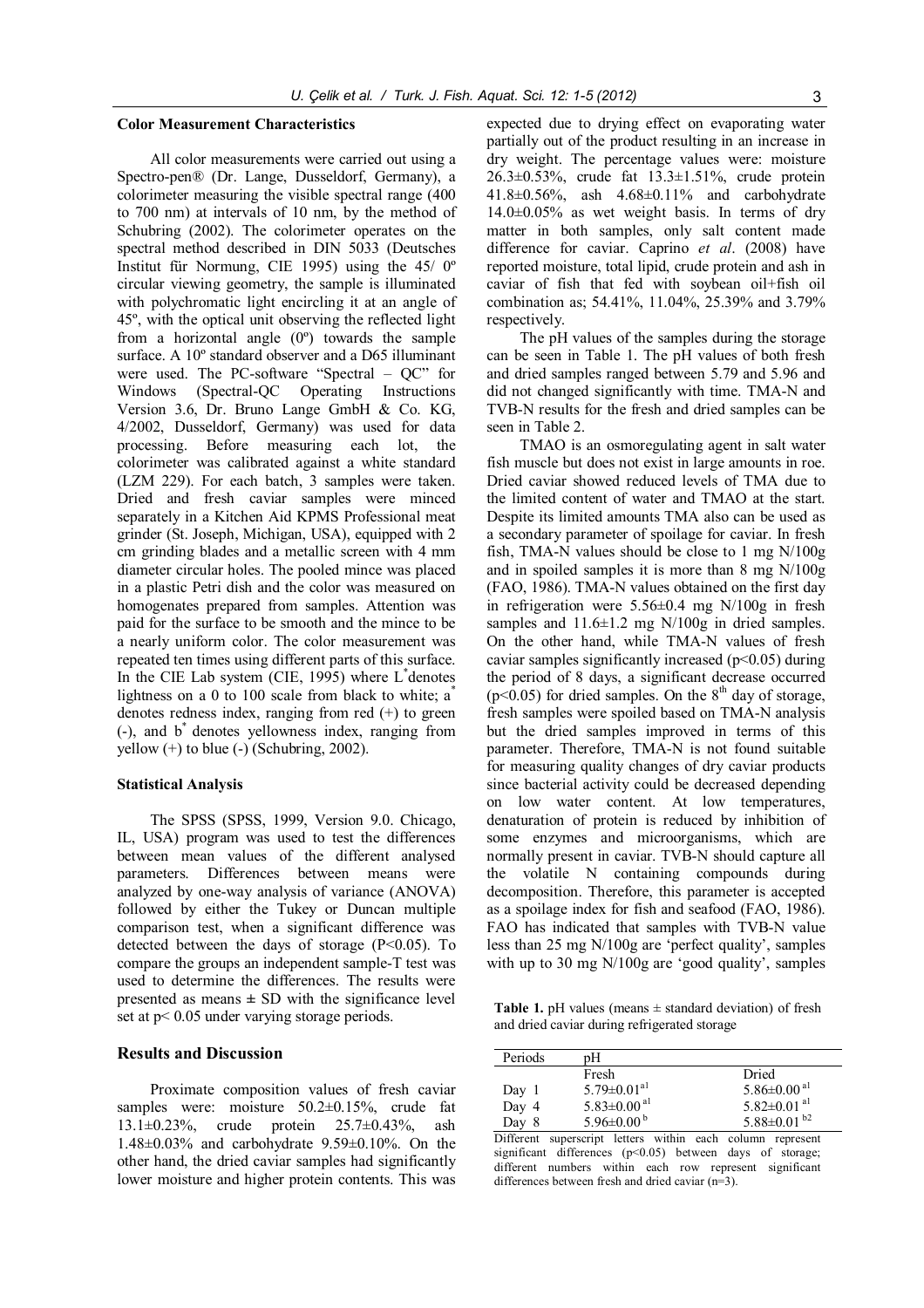### Color Measurement Characteristics

All color measurements were carried out using a Spectro-pen® (Dr. Lange, Dusseldorf, Germany), a colorimeter measuring the visible spectral range (400 to 700 nm) at intervals of 10 nm, by the method of Schubring (2002). The colorimeter operates on the spectral method described in DIN 5033 (Deutsches Institut für Normung, CIE 1995) using the 45/ 0º circular viewing geometry, the sample is illuminated with polychromatic light encircling it at an angle of 45º, with the optical unit observing the reflected light from a horizontal angle (0º) towards the sample surface. A 10º standard observer and a D65 illuminant were used. The PC-software "Spectral – QC" for Windows (Spectral-QC Operating Instructions Version 3.6, Dr. Bruno Lange GmbH & Co. KG, 4/2002, Dusseldorf, Germany) was used for data processing. Before measuring each lot, the colorimeter was calibrated against a white standard (LZM 229). For each batch, 3 samples were taken. Dried and fresh caviar samples were minced separately in a Kitchen Aid KPMS Professional meat grinder (St. Joseph, Michigan, USA), equipped with 2 cm grinding blades and a metallic screen with 4 mm diameter circular holes. The pooled mince was placed in a plastic Petri dish and the color was measured on homogenates prepared from samples. Attention was paid for the surface to be smooth and the mince to be a nearly uniform color. The color measurement was repeated ten times using different parts of this surface. In the CIE Lab system (CIE, 1995) where $L^*$ denotes lightness on a 0 to 100 scale from black to white; $a^*$ denotes redness index, ranging from red (+) to green (-), and $b^*$ denotes yellowness index, ranging from yellow (+) to blue (-) (Schubring, 2002).

### Statistical Analysis

The SPSS (SPSS, 1999, Version 9.0. Chicago, IL, USA) program was used to test the differences between mean values of the different analysed parameters. Differences between means were analyzed by one-way analysis of variance (ANOVA) followed by either the Tukey or Duncan multiple comparison test, when a significant difference was detected between the days of storage ($P<0.05$). To compare the groups an independent sample-T test was used to determine the differences. The results were presented as means ± SD with the significance level set at $p< 0.05$ under varying storage periods.

## Results and Discussion

Proximate composition values of fresh caviar samples were: moisture 50.2±0.15%, crude fat 13.1±0.23%, crude protein 25.7±0.43%, ash 1.48±0.03% and carbohydrate 9.59±0.10%. On the other hand, the dried caviar samples had significantly lower moisture and higher protein contents. This was expected due to drying effect on evaporating water partially out of the product resulting in an increase in dry weight. The percentage values were: moisture 26.3±0.53%, crude fat 13.3±1.51%, crude protein 41.8±0.56%, ash 4.68±0.11% and carbohydrate 14.0±0.05% as wet weight basis. In terms of dry matter in both samples, only salt content made difference for caviar. Caprino *et al*. (2008) have reported moisture, total lipid, crude protein and ash in caviar of fish that fed with soybean oil+fish oil combination as; 54.41%, 11.04%, 25.39% and 3.79% respectively.

The pH values of the samples during the storage can be seen in Table 1. The pH values of both fresh and dried samples ranged between 5.79 and 5.96 and did not changed significantly with time. TMA-N and TVB-N results for the fresh and dried samples can be seen in Table 2.

TMAO is an osmoregulating agent in salt water fish muscle but does not exist in large amounts in roe. Dried caviar showed reduced levels of TMA due to the limited content of water and TMAO at the start. Despite its limited amounts TMA also can be used as a secondary parameter of spoilage for caviar. In fresh fish, TMA-N values should be close to 1 mg N/100g and in spoiled samples it is more than 8 mg N/100g (FAO, 1986). TMA-N values obtained on the first day in refrigeration were 5.56±0.4 mg N/100g in fresh samples and 11.6±1.2 mg N/100g in dried samples. On the other hand, while TMA-N values of fresh caviar samples significantly increased ($p<0.05$) during the period of 8 days, a significant decrease occurred ($p<0.05$) for dried samples. On the 8th day of storage, fresh samples were spoiled based on TMA-N analysis but the dried samples improved in terms of this parameter. Therefore, TMA-N is not found suitable for measuring quality changes of dry caviar products since bacterial activity could be decreased depending on low water content. At low temperatures, denaturation of protein is reduced by inhibition of some enzymes and microorganisms, which are normally present in caviar. TVB-N should capture all the volatile N containing compounds during decomposition. Therefore, this parameter is accepted as a spoilage index for fish and seafood (FAO, 1986). FAO has indicated that samples with TVB-N value less than 25 mg N/100g are 'perfect quality', samples with up to 30 mg N/100g are 'good quality', samples

**Table 1.** pH values (means ± standard deviation) of fresh and dried caviar during refrigerated storage

| Periods | pH | |
|---|---|---|
| | Fresh | Dried |
| Day 1 | 5.79±0.01[a1] | 5.86±0.00[a1] |
| Day 4 | 5.83±0.00[a1] | 5.82±0.01[a1] |
| Day 8 | 5.96±0.00[b] | 5.88±0.01[b2] |

Different superscript letters within each column represent significant differences ($p<0.05$) between days of storage; different numbers within each row represent significant differences between fresh and dried caviar (n=3).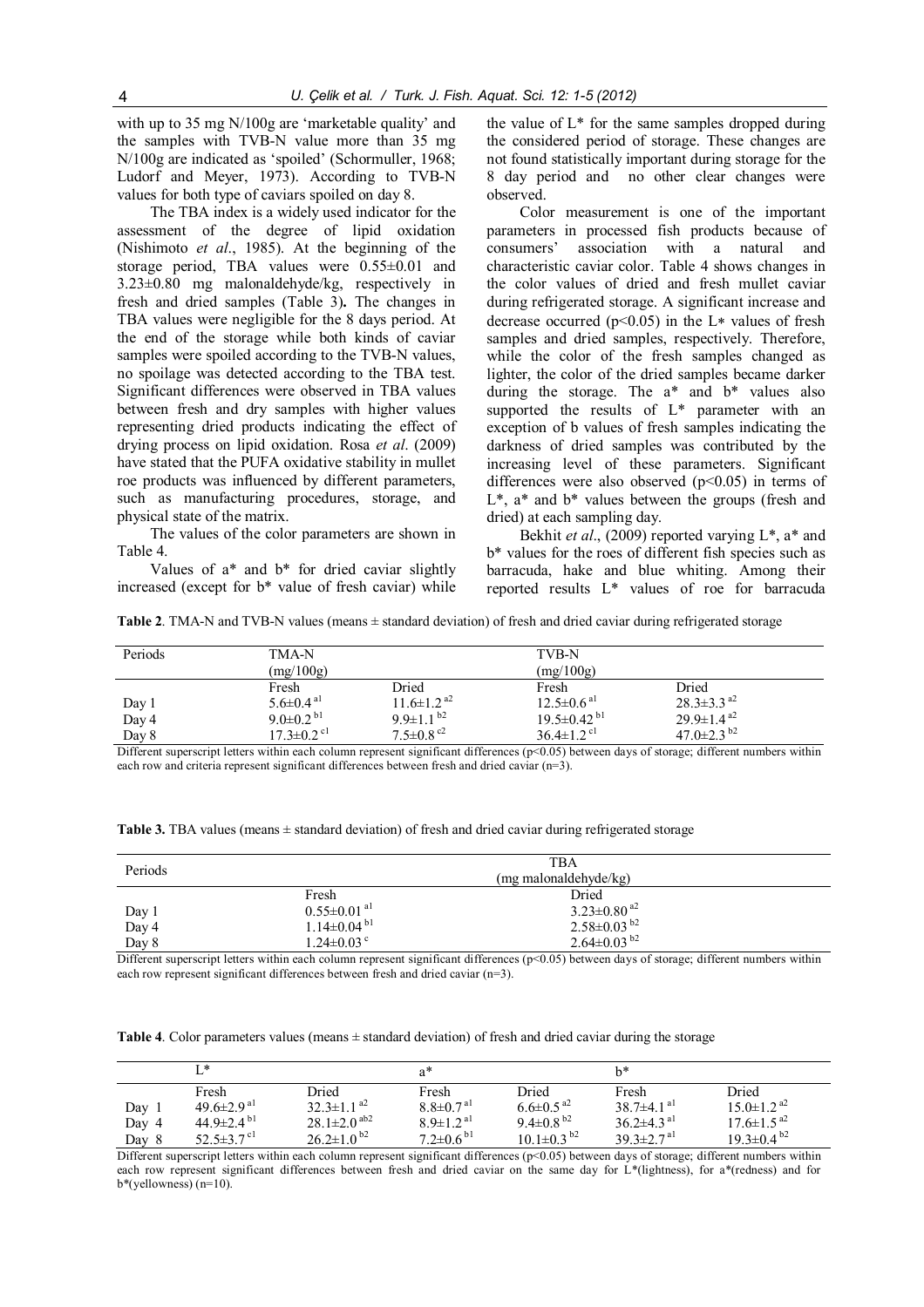with up to 35 mg N/100g are 'marketable quality' and the samples with TVB-N value more than 35 mg N/100g are indicated as 'spoiled' (Schormuller, 1968; Ludorf and Meyer, 1973). According to TVB-N values for both type of caviars spoiled on day 8.

The TBA index is a widely used indicator for the assessment of the degree of lipid oxidation (Nishimoto *et al*., 1985). At the beginning of the storage period, TBA values were 0.55±0.01 and 3.23±0.80 mg malonaldehyde/kg, respectively in fresh and dried samples (Table 3)**.** The changes in TBA values were negligible for the 8 days period. At the end of the storage while both kinds of caviar samples were spoiled according to the TVB-N values, no spoilage was detected according to the TBA test. Significant differences were observed in TBA values between fresh and dry samples with higher values representing dried products indicating the effect of drying process on lipid oxidation. Rosa *et al*. (2009) have stated that the PUFA oxidative stability in mullet roe products was influenced by different parameters, such as manufacturing procedures, storage, and physical state of the matrix.

The values of the color parameters are shown in Table 4.

Values of a* and b* for dried caviar slightly increased (except for b* value of fresh caviar) while the value of L* for the same samples dropped during the considered period of storage. These changes are not found statistically important during storage for the 8 day period and no other clear changes were observed.

Color measurement is one of the important parameters in processed fish products because of consumers' association with a natural and characteristic caviar color. Table 4 shows changes in the color values of dried and fresh mullet caviar during refrigerated storage. A significant increase and decrease occurred ($p<0.05$) in the L* values of fresh samples and dried samples, respectively. Therefore, while the color of the fresh samples changed as lighter, the color of the dried samples became darker during the storage. The a* and b* values also supported the results of L* parameter with an exception of b values of fresh samples indicating the darkness of dried samples was contributed by the increasing level of these parameters. Significant differences were also observed ($p<0.05$) in terms of L*, a* and b* values between the groups (fresh and dried) at each sampling day.

Bekhit *et al*., (2009) reported varying L*, a* and b* values for the roes of different fish species such as barracuda, hake and blue whiting. Among their reported results L* values of roe for barracuda

**Table 2**. TMA-N and TVB-N values (means ± standard deviation) of fresh and dried caviar during refrigerated storage

| Periods | TMA-N (mg/100g) | | TVB-N (mg/100g) | |
|---|---|---|---|---|
| | Fresh | Dried | Fresh | Dried |
| Day 1 | 5.6±0.4 [a1] | 11.6±1.2 [a2] | 12.5±0.6 [a1] | 28.3±3.3 [a2] |
| Day 4 | 9.0±0.2 [b1] | 9.9±1.1 [b2] | 19.5±0.42 [b1] | 29.9±1.4 [a2] |
| Day 8 | 17.3±0.2 [c1] | 7.5±0.8 [c2] | 36.4±1.2 [c1] | 47.0±2.3 [b2] |

Different superscript letters within each column represent significant differences ($p<0.05$) between days of storage; different numbers within each row and criteria represent significant differences between fresh and dried caviar (n=3).

**Table 3.** TBA values (means ± standard deviation) of fresh and dried caviar during refrigerated storage

| Periods | TBA (mg malonaldehyde/kg) | |
|---|---|---|
| | Fresh | Dried |
| Day 1 | 0.55±0.01 [a1] | 3.23±0.80 [a2] |
| Day 4 | 1.14±0.04 [b1] | 2.58±0.03 [b2] |
| Day 8 | 1.24±0.03 [c] | 2.64±0.03 [b2] |

Different superscript letters within each column represent significant differences ($p<0.05$) between days of storage; different numbers within each row represent significant differences between fresh and dried caviar (n=3).

**Table 4**. Color parameters values (means ± standard deviation) of fresh and dried caviar during the storage

| | L* | | a* | | b* | |
|---|---|---|---|---|---|---|
| | Fresh | Dried | Fresh | Dried | Fresh | Dried |
| Day 1 | 49.6±2.9 [a1] | 32.3±1.1 [a2] | 8.8±0.7 [a1] | 6.6±0.5 [a2] | 38.7±4.1 [a1] | 15.0±1.2 [a2] |
| Day 4 | 44.9±2.4 [b1] | 28.1±2.0 [ab2] | 8.9±1.2 [a1] | 9.4±0.8 [b2] | 36.2±4.3 [a1] | 17.6±1.5 [a2] |
| Day 8 | 52.5±3.7 [c1] | 26.2±1.0 [b2] | 7.2±0.6 [b1] | 10.1±0.3 [b2] | 39.3±2.7 [a1] | 19.3±0.4 [b2] |

Different superscript letters within each column represent significant differences ($p<0.05$) between days of storage; different numbers within each row represent significant differences between fresh and dried caviar on the same day for L*(lightness), for a*(redness) and for b*(yellowness) (n=10).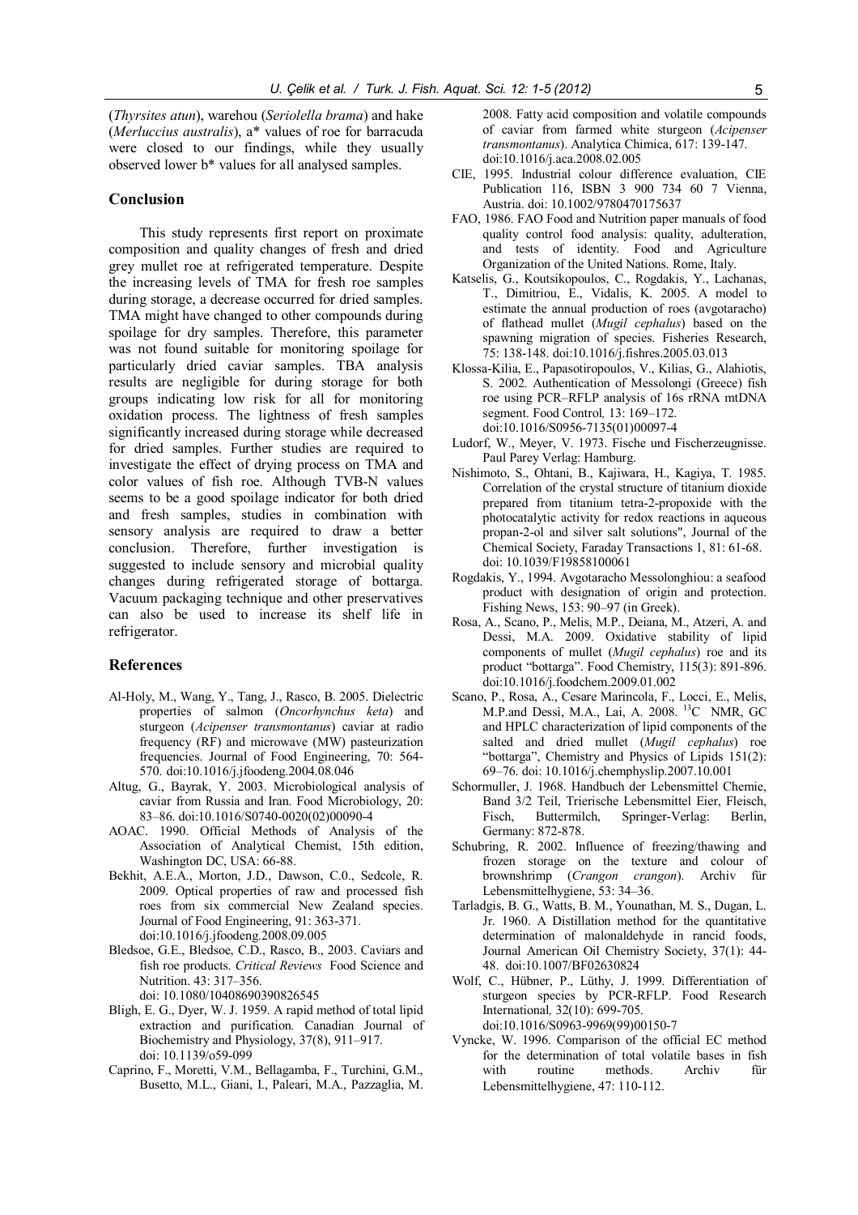(*Thyrsites atun*), warehou (*Seriolella brama*) and hake (*Merluccius australis*), a* values of roe for barracuda were closed to our findings, while they usually observed lower b* values for all analysed samples.

## Conclusion

This study represents first report on proximate composition and quality changes of fresh and dried grey mullet roe at refrigerated temperature. Despite the increasing levels of TMA for fresh roe samples during storage, a decrease occurred for dried samples. TMA might have changed to other compounds during spoilage for dry samples. Therefore, this parameter was not found suitable for monitoring spoilage for particularly dried caviar samples. TBA analysis results are negligible for during storage for both groups indicating low risk for all for monitoring oxidation process. The lightness of fresh samples significantly increased during storage while decreased for dried samples. Further studies are required to investigate the effect of drying process on TMA and color values of fish roe. Although TVB-N values seems to be a good spoilage indicator for both dried and fresh samples, studies in combination with sensory analysis are required to draw a better conclusion. Therefore, further investigation is suggested to include sensory and microbial quality changes during refrigerated storage of bottarga. Vacuum packaging technique and other preservatives can also be used to increase its shelf life in refrigerator.

## References

Al-Holy, M., Wang, Y., Tang, J., Rasco, B. 2005. Dielectric properties of salmon (*Oncorhynchus keta*) and sturgeon (*Acipenser transmontanus*) caviar at radio frequency (RF) and microwave (MW) pasteurization frequencies. Journal of Food Engineering, 70: 564-570. doi:10.1016/j.jfoodeng.2004.08.046

Altug, G., Bayrak, Y. 2003. Microbiological analysis of caviar from Russia and Iran. Food Microbiology, 20: 83–86. doi:10.1016/S0740-0020(02)00090-4

AOAC. 1990. Official Methods of Analysis of the Association of Analytical Chemist, 15th edition, Washington DC, USA: 66-88.

Bekhit, A.E.A., Morton, J.D., Dawson, C.0., Sedcole, R. 2009. Optical properties of raw and processed fish roes from six commercial New Zealand species. Journal of Food Engineering, 91: 363-371. doi:10.1016/j.jfoodeng.2008.09.005

Bledsoe, G.E., Bledsoe, C.D., Rasco, B., 2003. Caviars and fish roe products. *Critical Reviews* Food Science and Nutrition. 43: 317–356. doi: 10.1080/10408690390826545

Bligh, E. G., Dyer, W. J. 1959. A rapid method of total lipid extraction and purification. Canadian Journal of Biochemistry and Physiology, 37(8), 911–917. doi: 10.1139/o59-099

Caprino, F., Moretti, V.M., Bellagamba, F., Turchini, G.M., Busetto, M.L., Giani, I., Paleari, M.A., Pazzaglia, M. 2008. Fatty acid composition and volatile compounds of caviar from farmed white sturgeon (*Acipenser transmontanus*). Analytica Chimica, 617: 139-147. doi:10.1016/j.aca.2008.02.005

CIE, 1995. Industrial colour difference evaluation, CIE Publication 116, ISBN 3 900 734 60 7 Vienna, Austria. doi: 10.1002/9780470175637

FAO, 1986. FAO Food and Nutrition paper manuals of food quality control food analysis: quality, adulteration, and tests of identity. Food and Agriculture Organization of the United Nations. Rome, Italy.

Katselis, G., Koutsikopoulos, C., Rogdakis, Y., Lachanas, T., Dimitriou, E., Vidalis, K. 2005. A model to estimate the annual production of roes (avgotaracho) of flathead mullet (*Mugil cephalus*) based on the spawning migration of species. Fisheries Research, 75: 138-148. doi:10.1016/j.fishres.2005.03.013

Klossa-Kilia, E., Papasotiropoulos, V., Kilias, G., Alahiotis, S. 2002. Authentication of Messolongi (Greece) fish roe using PCR–RFLP analysis of 16s rRNA mtDNA segment. Food Control, 13: 169–172. doi:10.1016/S0956-7135(01)00097-4

Ludorf, W., Meyer, V. 1973. Fische und Fischerzeugnisse. Paul Parey Verlag: Hamburg.

Nishimoto, S., Ohtani, B., Kajiwara, H., Kagiya, T. 1985. Correlation of the crystal structure of titanium dioxide prepared from titanium tetra-2-propoxide with the photocatalytic activity for redox reactions in aqueous propan-2-ol and silver salt solutions", Journal of the Chemical Society, Faraday Transactions 1, 81: 61-68. doi: 10.1039/F19858100061

Rogdakis, Y., 1994. Avgotaracho Messolonghiou: a seafood product with designation of origin and protection. Fishing News, 153: 90–97 (in Greek).

Rosa, A., Scano, P., Melis, M.P., Deiana, M., Atzeri, A. and Dessì, M.A. 2009. Oxidative stability of lipid components of mullet (*Mugil cephalus*) roe and its product "bottarga". Food Chemistry, 115(3): 891-896. doi:10.1016/j.foodchem.2009.01.002

Scano, P., Rosa, A., Cesare Marincola, F., Locci, E., Melis, M.P.and Dessì, M.A., Lai, A. 2008. $^{13}C$ NMR, GC and HPLC characterization of lipid components of the salted and dried mullet (*Mugil cephalus*) roe "bottarga", Chemistry and Physics of Lipids 151(2): 69–76. doi: 10.1016/j.chemphyslip.2007.10.001

Schormuller, J. 1968. Handbuch der Lebensmittel Chemie, Band 3/2 Teil, Trierische Lebensmittel Eier, Fleisch, Fisch, Buttermilch, Springer-Verlag: Berlin, Germany: 872-878.

Schubring, R. 2002. Influence of freezing/thawing and frozen storage on the texture and colour of brownshrimp (*Crangon crangon*). Archiv für Lebensmittelhygiene, 53: 34–36.

Tarladgis, B. G., Watts, B. M., Younathan, M. S., Dugan, L. Jr. 1960. A Distillation method for the quantitative determination of malonaldehyde in rancid foods, Journal American Oil Chemistry Society, 37(1): 44-48. doi:10.1007/BF02630824

Wolf, C., Hübner, P., Lüthy, J. 1999. Differentiation of sturgeon species by PCR-RFLP. Food Research International, 32(10): 699-705. doi:10.1016/S0963-9969(99)00150-7

Vyncke, W. 1996. Comparison of the official EC method for the determination of total volatile bases in fish with routine methods. Archiv für Lebensmittelhygiene, 47: 110-112.